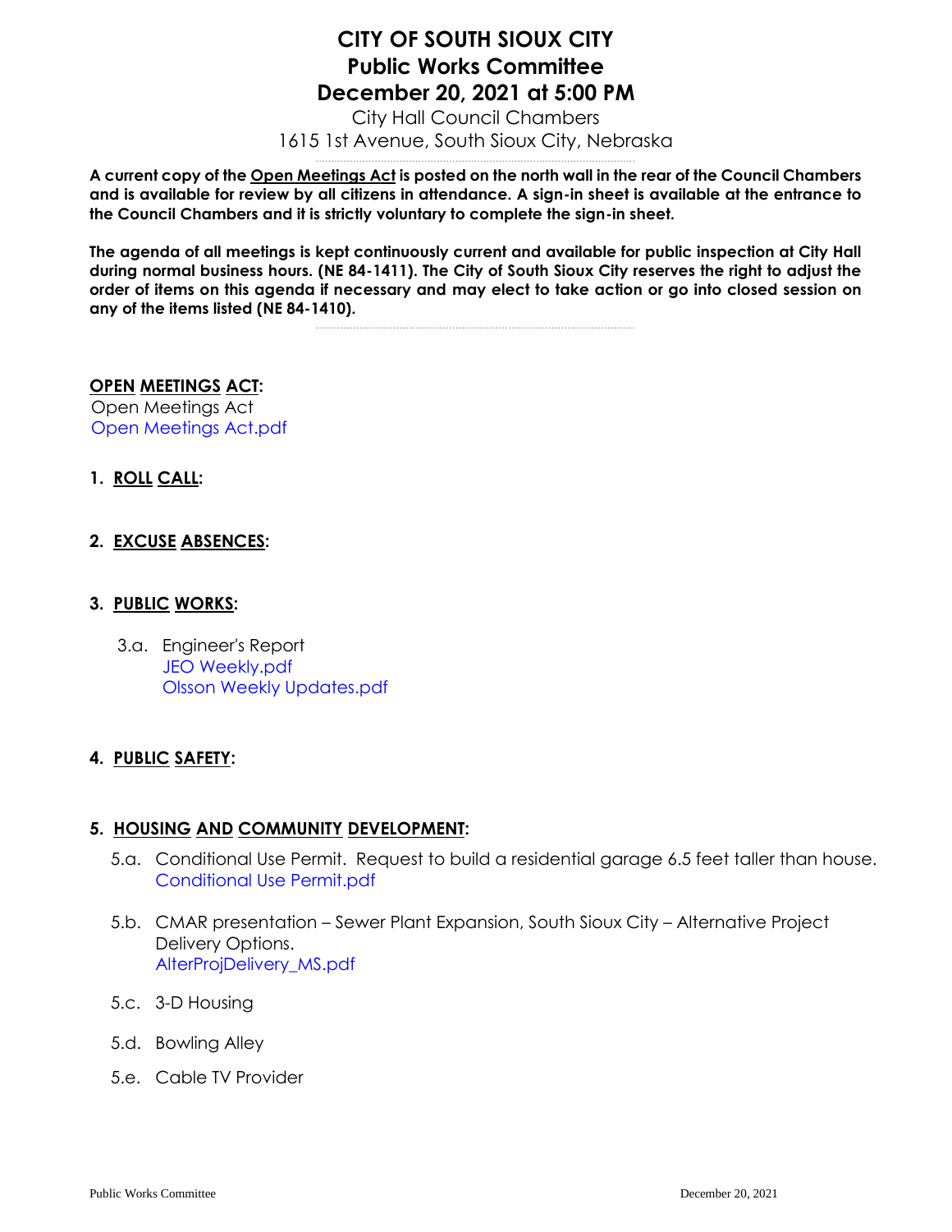# CITY OF SOUTH SIOUX CITY
# Public Works Committee
# December 20, 2021 at 5:00 PM

City Hall Council Chambers
1615 1st Avenue, South Sioux City, Nebraska

**A current copy of the Open Meetings Act is posted on the north wall in the rear of the Council Chambers and is available for review by all citizens in attendance. A sign-in sheet is available at the entrance to the Council Chambers and it is strictly voluntary to complete the sign-in sheet.**

**The agenda of all meetings is kept continuously current and available for public inspection at City Hall during normal business hours. (NE 84-1411). The City of South Sioux City reserves the right to adjust the order of items on this agenda if necessary and may elect to take action or go into closed session on any of the items listed (NE 84-1410).**

**OPEN MEETINGS ACT:**

Open Meetings Act
Open Meetings Act.pdf

**1. ROLL CALL:**

**2. EXCUSE ABSENCES:**

**3. PUBLIC WORKS:**

3.a. Engineer's Report
JEO Weekly.pdf
Olsson Weekly Updates.pdf

**4. PUBLIC SAFETY:**

**5. HOUSING AND COMMUNITY DEVELOPMENT:**

5.a. Conditional Use Permit. Request to build a residential garage 6.5 feet taller than house.
Conditional Use Permit.pdf

5.b. CMAR presentation – Sewer Plant Expansion, South Sioux City – Alternative Project Delivery Options.
AlterProjDelivery_MS.pdf

5.c. 3-D Housing

5.d. Bowling Alley

5.e. Cable TV Provider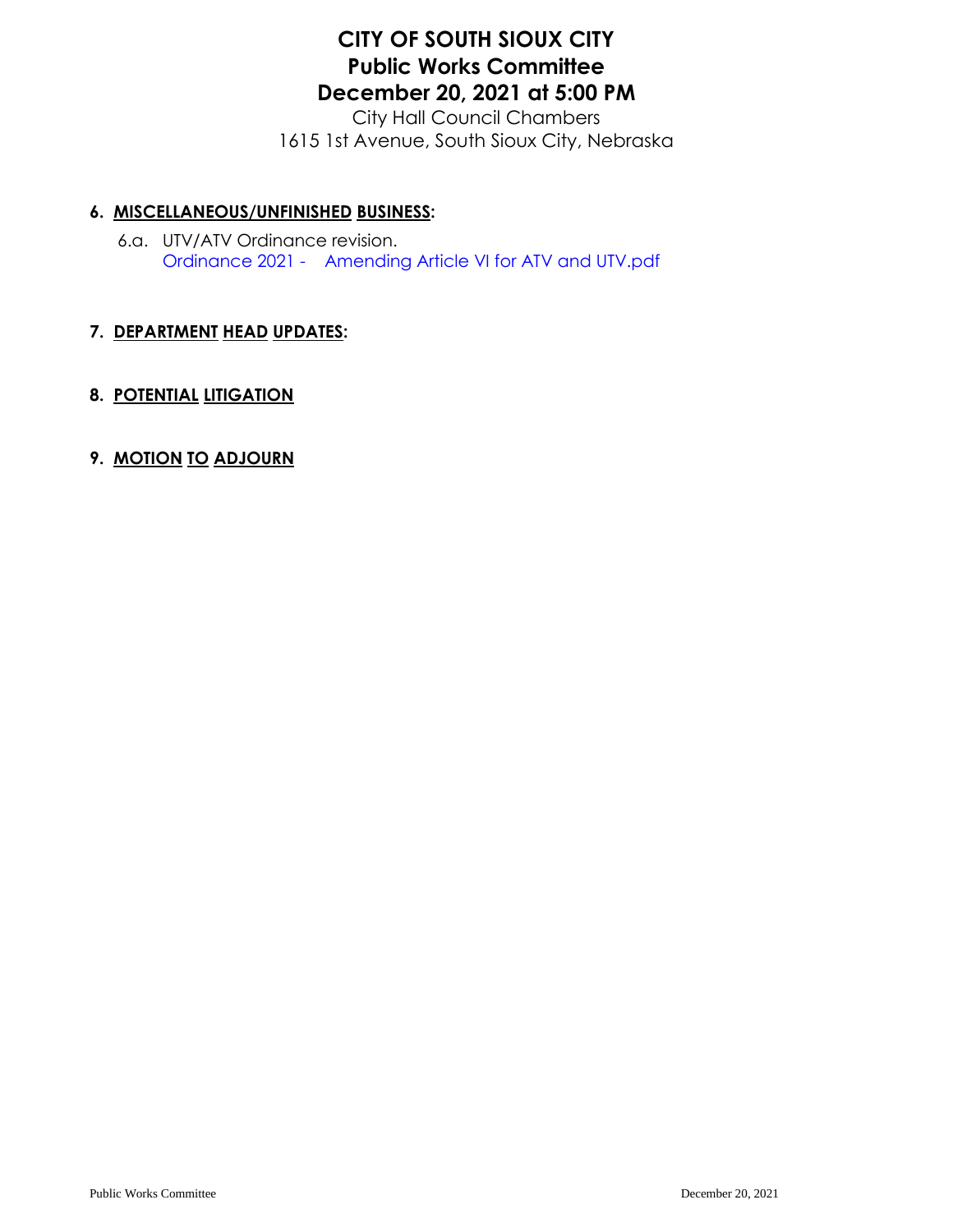# CITY OF SOUTH SIOUX CITY
## Public Works Committee
## December 20, 2021 at 5:00 PM

City Hall Council Chambers
1615 1st Avenue, South Sioux City, Nebraska

**6. MISCELLANEOUS/UNFINISHED BUSINESS:**

6.a. UTV/ATV Ordinance revision.
Ordinance 2021 - Amending Article VI for ATV and UTV.pdf

**7. DEPARTMENT HEAD UPDATES:**

**8. POTENTIAL LITIGATION**

**9. MOTION TO ADJOURN**